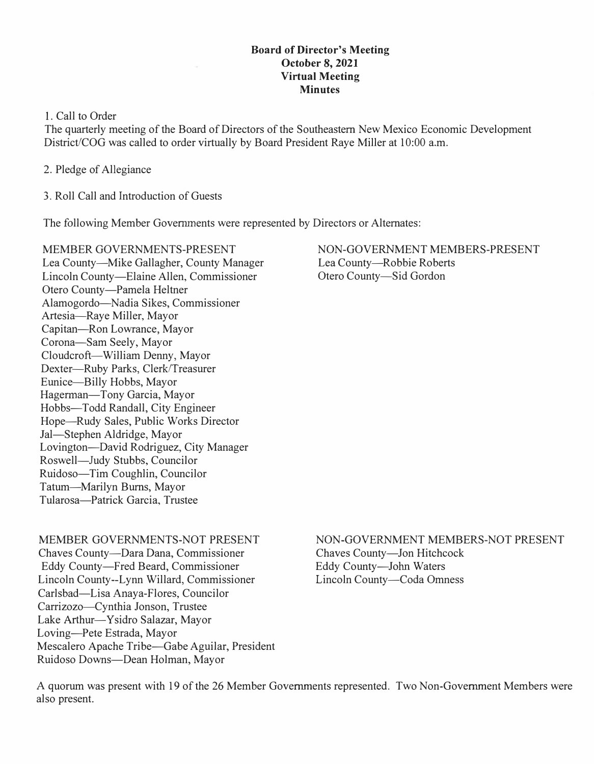**Board of Director's Meeting**
**October 8, 2021**
**Virtual Meeting**
**Minutes**

1. Call to Order

The quarterly meeting of the Board of Directors of the Southeastern New Mexico Economic Development District/COG was called to order virtually by Board President Raye Miller at 10:00 a.m.

2. Pledge of Allegiance

3. Roll Call and Introduction of Guests

The following Member Governments were represented by Directors or Alternates:

MEMBER GOVERNMENTS-PRESENT
Lea County—Mike Gallagher, County Manager
Lincoln County—Elaine Allen, Commissioner
Otero County—Pamela Heltner
Alamogordo—Nadia Sikes, Commissioner
Artesia—Raye Miller, Mayor
Capitan—Ron Lowrance, Mayor
Corona—Sam Seely, Mayor
Cloudcroft—William Denny, Mayor
Dexter—Ruby Parks, Clerk/Treasurer
Eunice—Billy Hobbs, Mayor
Hagerman—Tony Garcia, Mayor
Hobbs—Todd Randall, City Engineer
Hope—Rudy Sales, Public Works Director
Jal—Stephen Aldridge, Mayor
Lovington—David Rodriguez, City Manager
Roswell—Judy Stubbs, Councilor
Ruidoso—Tim Coughlin, Councilor
Tatum—Marilyn Burns, Mayor
Tularosa—Patrick Garcia, Trustee

NON-GOVERNMENT MEMBERS-PRESENT
Lea County—Robbie Roberts
Otero County—Sid Gordon

MEMBER GOVERNMENTS-NOT PRESENT
Chaves County—Dara Dana, Commissioner
Eddy County—Fred Beard, Commissioner
Lincoln County--Lynn Willard, Commissioner
Carlsbad—Lisa Anaya-Flores, Councilor
Carrizozo—Cynthia Jonson, Trustee
Lake Arthur—Ysidro Salazar, Mayor
Loving—Pete Estrada, Mayor
Mescalero Apache Tribe—Gabe Aguilar, President
Ruidoso Downs—Dean Holman, Mayor

NON-GOVERNMENT MEMBERS-NOT PRESENT
Chaves County—Jon Hitchcock
Eddy County—John Waters
Lincoln County—Coda Omness

A quorum was present with 19 of the 26 Member Governments represented. Two Non-Government Members were also present.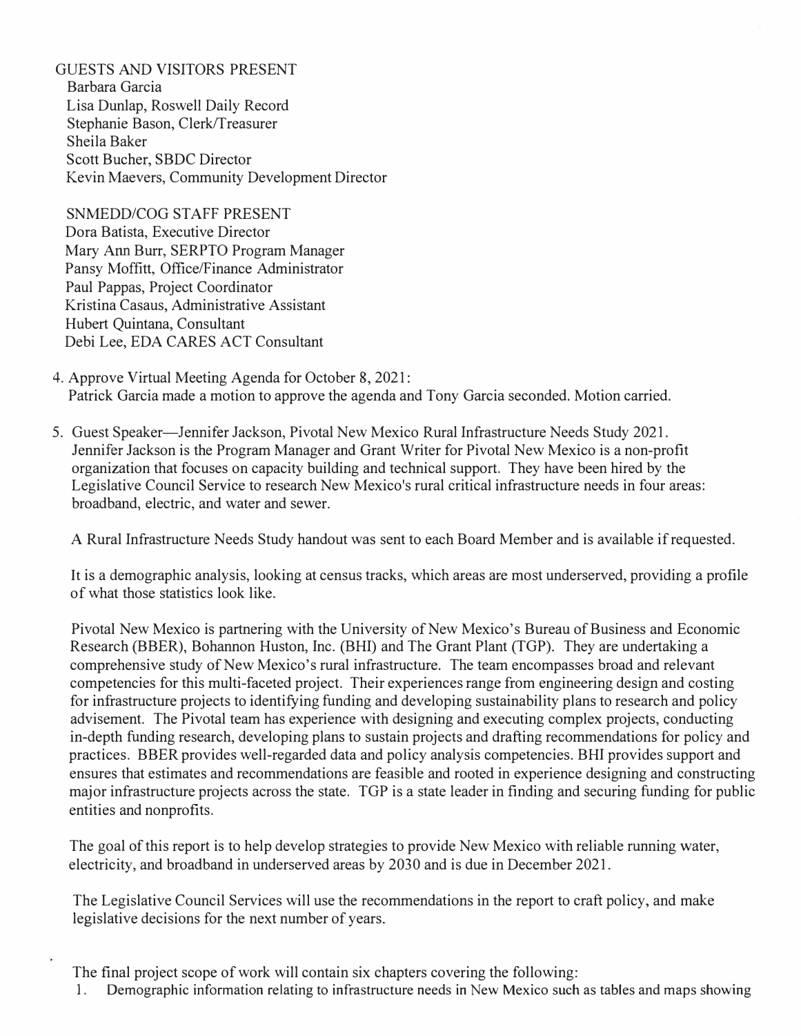GUESTS AND VISITORS PRESENT
Barbara Garcia
Lisa Dunlap, Roswell Daily Record
Stephanie Bason, Clerk/Treasurer
Sheila Baker
Scott Bucher, SBDC Director
Kevin Maevers, Community Development Director

SNMEDD/COG STAFF PRESENT
Dora Batista, Executive Director
Mary Ann Burr, SERPTO Program Manager
Pansy Moffitt, Office/Finance Administrator
Paul Pappas, Project Coordinator
Kristina Casaus, Administrative Assistant
Hubert Quintana, Consultant
Debi Lee, EDA CARES ACT Consultant

4. Approve Virtual Meeting Agenda for October 8, 2021:
   Patrick Garcia made a motion to approve the agenda and Tony Garcia seconded. Motion carried.

5. Guest Speaker—Jennifer Jackson, Pivotal New Mexico Rural Infrastructure Needs Study 2021.
   Jennifer Jackson is the Program Manager and Grant Writer for Pivotal New Mexico is a non-profit organization that focuses on capacity building and technical support. They have been hired by the Legislative Council Service to research New Mexico's rural critical infrastructure needs in four areas: broadband, electric, and water and sewer.

   A Rural Infrastructure Needs Study handout was sent to each Board Member and is available if requested.

   It is a demographic analysis, looking at census tracks, which areas are most underserved, providing a profile of what those statistics look like.

   Pivotal New Mexico is partnering with the University of New Mexico's Bureau of Business and Economic Research (BBER), Bohannon Huston, Inc. (BHI) and The Grant Plant (TGP). They are undertaking a comprehensive study of New Mexico's rural infrastructure. The team encompasses broad and relevant competencies for this multi-faceted project. Their experiences range from engineering design and costing for infrastructure projects to identifying funding and developing sustainability plans to research and policy advisement. The Pivotal team has experience with designing and executing complex projects, conducting in-depth funding research, developing plans to sustain projects and drafting recommendations for policy and practices. BBER provides well-regarded data and policy analysis competencies. BHI provides support and ensures that estimates and recommendations are feasible and rooted in experience designing and constructing major infrastructure projects across the state. TGP is a state leader in finding and securing funding for public entities and nonprofits.

   The goal of this report is to help develop strategies to provide New Mexico with reliable running water, electricity, and broadband in underserved areas by 2030 and is due in December 2021.

   The Legislative Council Services will use the recommendations in the report to craft policy, and make legislative decisions for the next number of years.

   The final project scope of work will contain six chapters covering the following:
   1. Demographic information relating to infrastructure needs in New Mexico such as tables and maps showing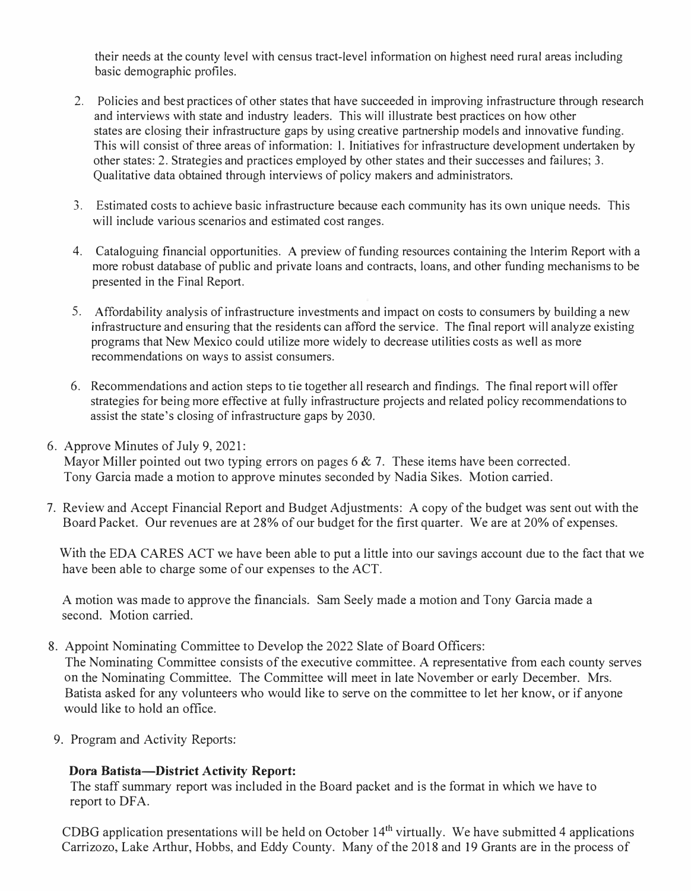their needs at the county level with census tract-level information on highest need rural areas including basic demographic profiles.

2. Policies and best practices of other states that have succeeded in improving infrastructure through research and interviews with state and industry leaders. This will illustrate best practices on how other states are closing their infrastructure gaps by using creative partnership models and innovative funding. This will consist of three areas of information: 1. Initiatives for infrastructure development undertaken by other states: 2. Strategies and practices employed by other states and their successes and failures; 3. Qualitative data obtained through interviews of policy makers and administrators.

3. Estimated costs to achieve basic infrastructure because each community has its own unique needs. This will include various scenarios and estimated cost ranges.

4. Cataloguing financial opportunities. A preview of funding resources containing the Interim Report with a more robust database of public and private loans and contracts, loans, and other funding mechanisms to be presented in the Final Report.

5. Affordability analysis of infrastructure investments and impact on costs to consumers by building a new infrastructure and ensuring that the residents can afford the service. The final report will analyze existing programs that New Mexico could utilize more widely to decrease utilities costs as well as more recommendations on ways to assist consumers.

6. Recommendations and action steps to tie together all research and findings. The final report will offer strategies for being more effective at fully infrastructure projects and related policy recommendations to assist the state's closing of infrastructure gaps by 2030.

6. Approve Minutes of July 9, 2021:
Mayor Miller pointed out two typing errors on pages 6 & 7. These items have been corrected. Tony Garcia made a motion to approve minutes seconded by Nadia Sikes. Motion carried.

7. Review and Accept Financial Report and Budget Adjustments: A copy of the budget was sent out with the Board Packet. Our revenues are at 28% of our budget for the first quarter. We are at 20% of expenses.

With the EDA CARES ACT we have been able to put a little into our savings account due to the fact that we have been able to charge some of our expenses to the ACT.

A motion was made to approve the financials. Sam Seely made a motion and Tony Garcia made a second. Motion carried.

8. Appoint Nominating Committee to Develop the 2022 Slate of Board Officers:
The Nominating Committee consists of the executive committee. A representative from each county serves on the Nominating Committee. The Committee will meet in late November or early December. Mrs. Batista asked for any volunteers who would like to serve on the committee to let her know, or if anyone would like to hold an office.

9. Program and Activity Reports:

**Dora Batista—District Activity Report:**
The staff summary report was included in the Board packet and is the format in which we have to report to DFA.

CDBG application presentations will be held on October 14th virtually. We have submitted 4 applications Carrizozo, Lake Arthur, Hobbs, and Eddy County. Many of the 2018 and 19 Grants are in the process of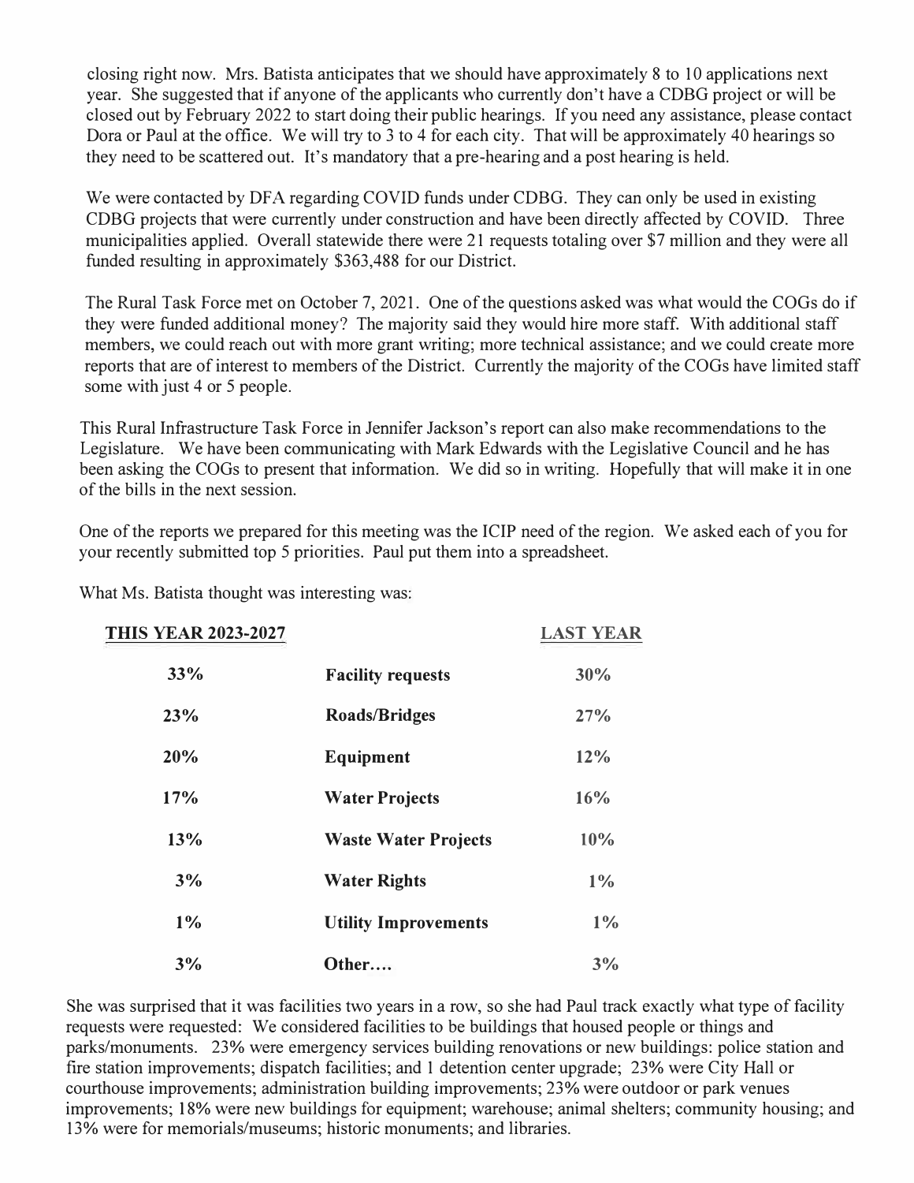closing right now. Mrs. Batista anticipates that we should have approximately 8 to 10 applications next year. She suggested that if anyone of the applicants who currently don't have a CDBG project or will be closed out by February 2022 to start doing their public hearings. If you need any assistance, please contact Dora or Paul at the office. We will try to 3 to 4 for each city. That will be approximately 40 hearings so they need to be scattered out. It's mandatory that a pre-hearing and a post hearing is held.

We were contacted by DFA regarding COVID funds under CDBG. They can only be used in existing CDBG projects that were currently under construction and have been directly affected by COVID. Three municipalities applied. Overall statewide there were 21 requests totaling over $7 million and they were all funded resulting in approximately $363,488 for our District.

The Rural Task Force met on October 7, 2021. One of the questions asked was what would the COGs do if they were funded additional money? The majority said they would hire more staff. With additional staff members, we could reach out with more grant writing; more technical assistance; and we could create more reports that are of interest to members of the District. Currently the majority of the COGs have limited staff some with just 4 or 5 people.

This Rural Infrastructure Task Force in Jennifer Jackson's report can also make recommendations to the Legislature. We have been communicating with Mark Edwards with the Legislative Council and he has been asking the COGs to present that information. We did so in writing. Hopefully that will make it in one of the bills in the next session.

One of the reports we prepared for this meeting was the ICIP need of the region. We asked each of you for your recently submitted top 5 priorities. Paul put them into a spreadsheet.

What Ms. Batista thought was interesting was:

| THIS YEAR 2023-2027 | | LAST YEAR |
|---|---|---|
| 33% | **Facility requests** | 30% |
| 23% | **Roads/Bridges** | 27% |
| 20% | **Equipment** | 12% |
| 17% | **Water Projects** | 16% |
| 13% | **Waste Water Projects** | 10% |
| 3% | **Water Rights** | 1% |
| 1% | **Utility Improvements** | 1% |
| 3% | **Other….** | 3% |

She was surprised that it was facilities two years in a row, so she had Paul track exactly what type of facility requests were requested: We considered facilities to be buildings that housed people or things and parks/monuments. 23% were emergency services building renovations or new buildings: police station and fire station improvements; dispatch facilities; and 1 detention center upgrade; 23% were City Hall or courthouse improvements; administration building improvements; 23% were outdoor or park venues improvements; 18% were new buildings for equipment; warehouse; animal shelters; community housing; and 13% were for memorials/museums; historic monuments; and libraries.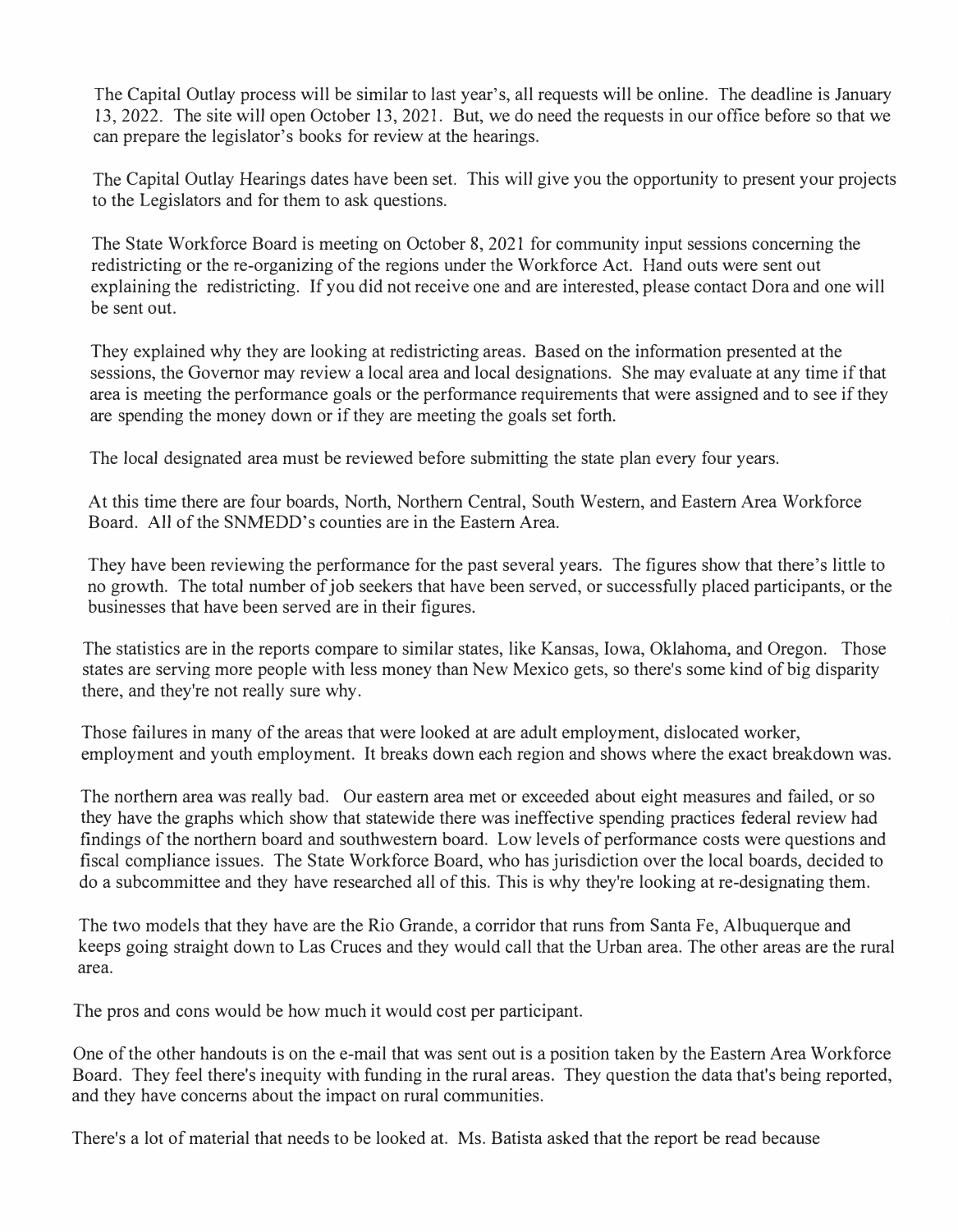The Capital Outlay process will be similar to last year's, all requests will be online. The deadline is January 13, 2022. The site will open October 13, 2021. But, we do need the requests in our office before so that we can prepare the legislator's books for review at the hearings.

The Capital Outlay Hearings dates have been set. This will give you the opportunity to present your projects to the Legislators and for them to ask questions.

The State Workforce Board is meeting on October 8, 2021 for community input sessions concerning the redistricting or the re-organizing of the regions under the Workforce Act. Hand outs were sent out explaining the redistricting. If you did not receive one and are interested, please contact Dora and one will be sent out.

They explained why they are looking at redistricting areas. Based on the information presented at the sessions, the Governor may review a local area and local designations. She may evaluate at any time if that area is meeting the performance goals or the performance requirements that were assigned and to see if they are spending the money down or if they are meeting the goals set forth.

The local designated area must be reviewed before submitting the state plan every four years.

At this time there are four boards, North, Northern Central, South Western, and Eastern Area Workforce Board. All of the SNMEDD's counties are in the Eastern Area.

They have been reviewing the performance for the past several years. The figures show that there's little to no growth. The total number of job seekers that have been served, or successfully placed participants, or the businesses that have been served are in their figures.

The statistics are in the reports compare to similar states, like Kansas, Iowa, Oklahoma, and Oregon. Those states are serving more people with less money than New Mexico gets, so there's some kind of big disparity there, and they're not really sure why.

Those failures in many of the areas that were looked at are adult employment, dislocated worker, employment and youth employment. It breaks down each region and shows where the exact breakdown was.

The northern area was really bad. Our eastern area met or exceeded about eight measures and failed, or so they have the graphs which show that statewide there was ineffective spending practices federal review had findings of the northern board and southwestern board. Low levels of performance costs were questions and fiscal compliance issues. The State Workforce Board, who has jurisdiction over the local boards, decided to do a subcommittee and they have researched all of this. This is why they're looking at re-designating them.

The two models that they have are the Rio Grande, a corridor that runs from Santa Fe, Albuquerque and keeps going straight down to Las Cruces and they would call that the Urban area. The other areas are the rural area.

The pros and cons would be how much it would cost per participant.

One of the other handouts is on the e-mail that was sent out is a position taken by the Eastern Area Workforce Board. They feel there's inequity with funding in the rural areas. They question the data that's being reported, and they have concerns about the impact on rural communities.

There's a lot of material that needs to be looked at. Ms. Batista asked that the report be read because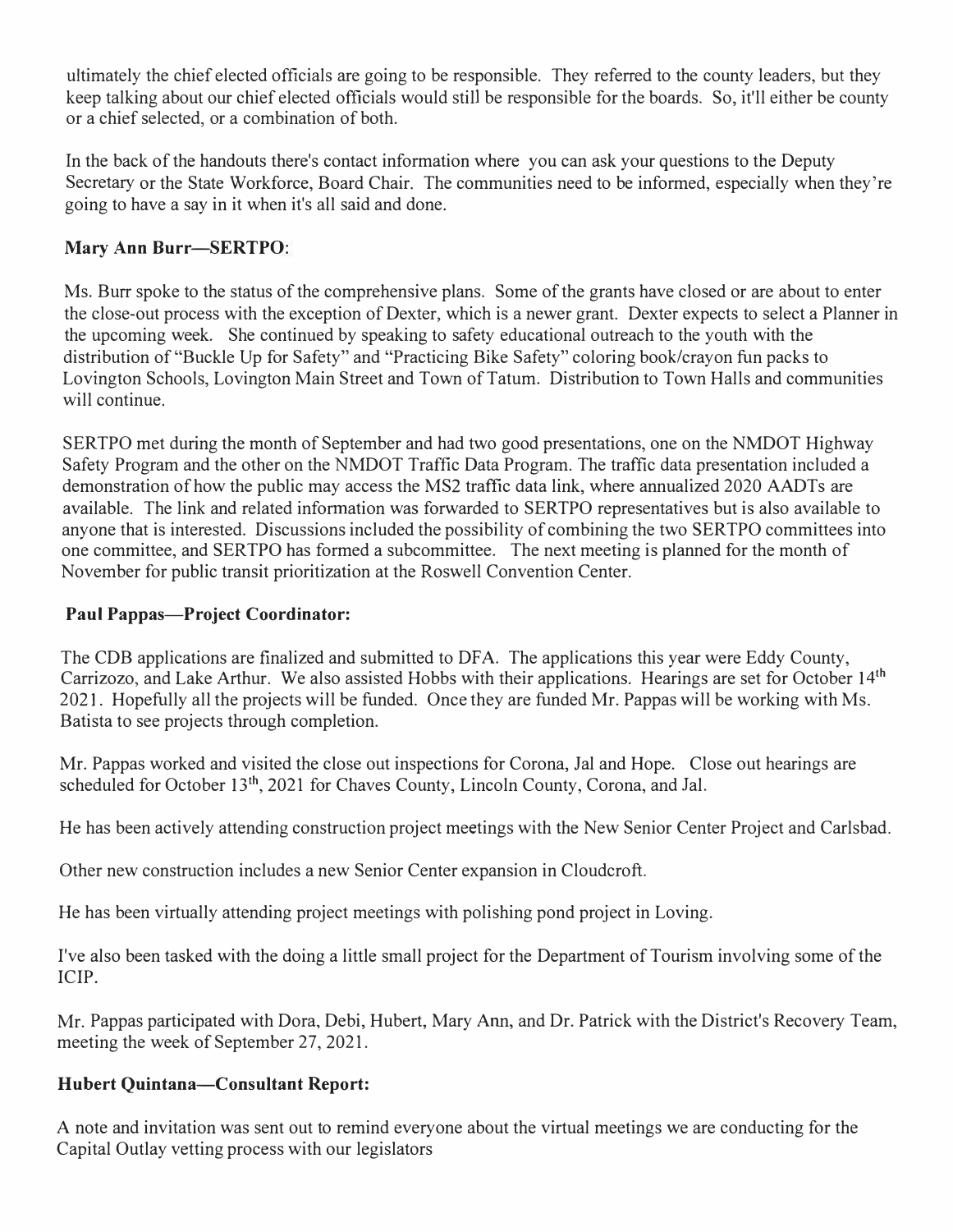ultimately the chief elected officials are going to be responsible. They referred to the county leaders, but they keep talking about our chief elected officials would still be responsible for the boards. So, it'll either be county or a chief selected, or a combination of both.

In the back of the handouts there's contact information where you can ask your questions to the Deputy Secretary or the State Workforce, Board Chair. The communities need to be informed, especially when they're going to have a say in it when it's all said and done.

**Mary Ann Burr—SERTPO**:

Ms. Burr spoke to the status of the comprehensive plans. Some of the grants have closed or are about to enter the close-out process with the exception of Dexter, which is a newer grant. Dexter expects to select a Planner in the upcoming week. She continued by speaking to safety educational outreach to the youth with the distribution of "Buckle Up for Safety" and "Practicing Bike Safety" coloring book/crayon fun packs to Lovington Schools, Lovington Main Street and Town of Tatum. Distribution to Town Halls and communities will continue.

SERTPO met during the month of September and had two good presentations, one on the NMDOT Highway Safety Program and the other on the NMDOT Traffic Data Program. The traffic data presentation included a demonstration of how the public may access the MS2 traffic data link, where annualized 2020 AADTs are available. The link and related information was forwarded to SERTPO representatives but is also available to anyone that is interested. Discussions included the possibility of combining the two SERTPO committees into one committee, and SERTPO has formed a subcommittee. The next meeting is planned for the month of November for public transit prioritization at the Roswell Convention Center.

**Paul Pappas—Project Coordinator:**

The CDB applications are finalized and submitted to DFA. The applications this year were Eddy County, Carrizozo, and Lake Arthur. We also assisted Hobbs with their applications. Hearings are set for October 14th 2021. Hopefully all the projects will be funded. Once they are funded Mr. Pappas will be working with Ms. Batista to see projects through completion.

Mr. Pappas worked and visited the close out inspections for Corona, Jal and Hope. Close out hearings are scheduled for October 13th, 2021 for Chaves County, Lincoln County, Corona, and Jal.

He has been actively attending construction project meetings with the New Senior Center Project and Carlsbad.

Other new construction includes a new Senior Center expansion in Cloudcroft.

He has been virtually attending project meetings with polishing pond project in Loving.

I've also been tasked with the doing a little small project for the Department of Tourism involving some of the ICIP.

Mr. Pappas participated with Dora, Debi, Hubert, Mary Ann, and Dr. Patrick with the District's Recovery Team, meeting the week of September 27, 2021.

**Hubert Quintana—Consultant Report:**

A note and invitation was sent out to remind everyone about the virtual meetings we are conducting for the Capital Outlay vetting process with our legislators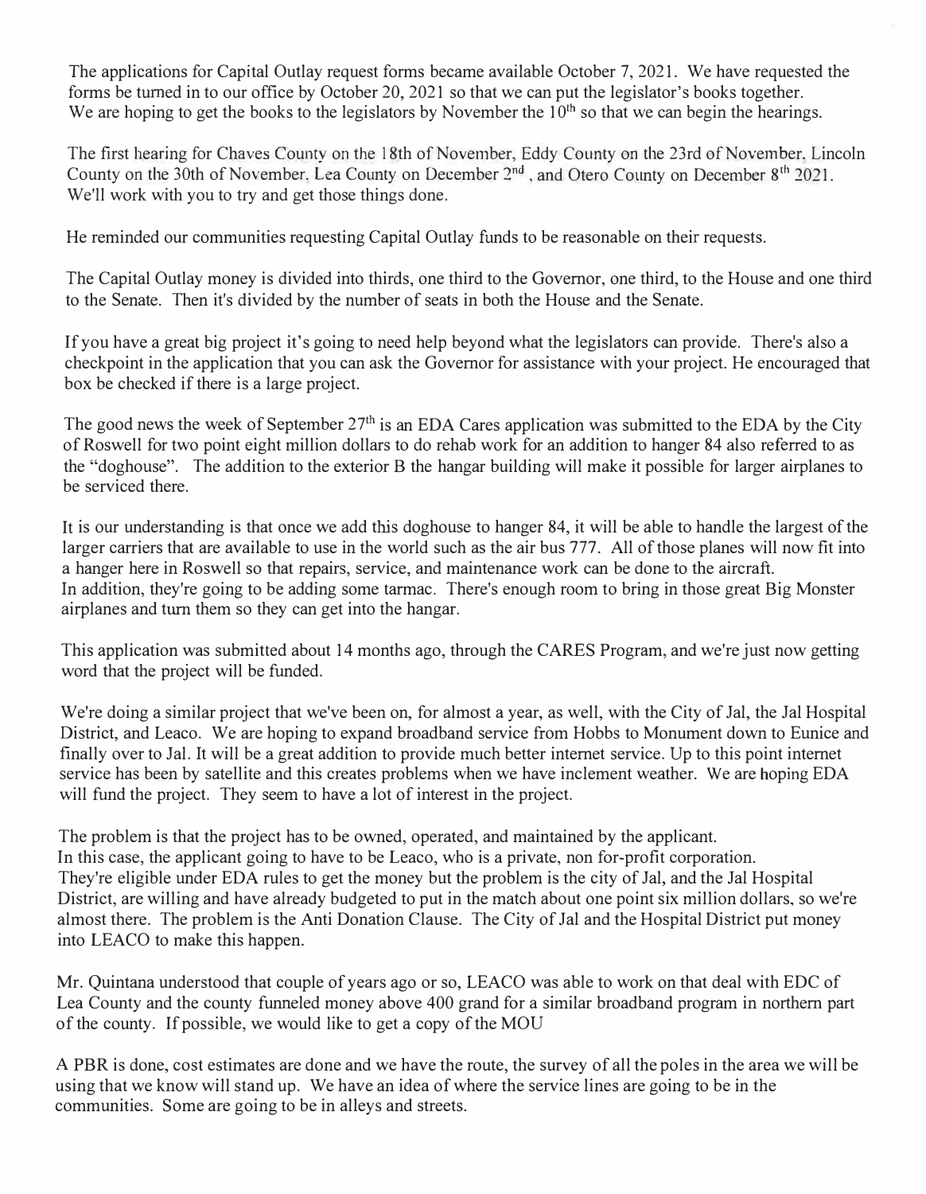The applications for Capital Outlay request forms became available October 7, 2021. We have requested the forms be turned in to our office by October 20, 2021 so that we can put the legislator's books together. We are hoping to get the books to the legislators by November the 10th so that we can begin the hearings.

The first hearing for Chaves County on the 18th of November, Eddy County on the 23rd of November, Lincoln County on the 30th of November, Lea County on December 2nd, and Otero County on December 8th 2021. We'll work with you to try and get those things done.

He reminded our communities requesting Capital Outlay funds to be reasonable on their requests.

The Capital Outlay money is divided into thirds, one third to the Governor, one third, to the House and one third to the Senate. Then it's divided by the number of seats in both the House and the Senate.

If you have a great big project it's going to need help beyond what the legislators can provide. There's also a checkpoint in the application that you can ask the Governor for assistance with your project. He encouraged that box be checked if there is a large project.

The good news the week of September 27th is an EDA Cares application was submitted to the EDA by the City of Roswell for two point eight million dollars to do rehab work for an addition to hanger 84 also referred to as the "doghouse". The addition to the exterior B the hangar building will make it possible for larger airplanes to be serviced there.

It is our understanding is that once we add this doghouse to hanger 84, it will be able to handle the largest of the larger carriers that are available to use in the world such as the air bus 777. All of those planes will now fit into a hanger here in Roswell so that repairs, service, and maintenance work can be done to the aircraft. In addition, they're going to be adding some tarmac. There's enough room to bring in those great Big Monster airplanes and turn them so they can get into the hangar.

This application was submitted about 14 months ago, through the CARES Program, and we're just now getting word that the project will be funded.

We're doing a similar project that we've been on, for almost a year, as well, with the City of Jal, the Jal Hospital District, and Leaco. We are hoping to expand broadband service from Hobbs to Monument down to Eunice and finally over to Jal. It will be a great addition to provide much better internet service. Up to this point internet service has been by satellite and this creates problems when we have inclement weather. We are hoping EDA will fund the project. They seem to have a lot of interest in the project.

The problem is that the project has to be owned, operated, and maintained by the applicant. In this case, the applicant going to have to be Leaco, who is a private, non for-profit corporation. They're eligible under EDA rules to get the money but the problem is the city of Jal, and the Jal Hospital District, are willing and have already budgeted to put in the match about one point six million dollars, so we're almost there. The problem is the Anti Donation Clause. The City of Jal and the Hospital District put money into LEACO to make this happen.

Mr. Quintana understood that couple of years ago or so, LEACO was able to work on that deal with EDC of Lea County and the county funneled money above 400 grand for a similar broadband program in northern part of the county. If possible, we would like to get a copy of the MOU

A PBR is done, cost estimates are done and we have the route, the survey of all the poles in the area we will be using that we know will stand up. We have an idea of where the service lines are going to be in the communities. Some are going to be in alleys and streets.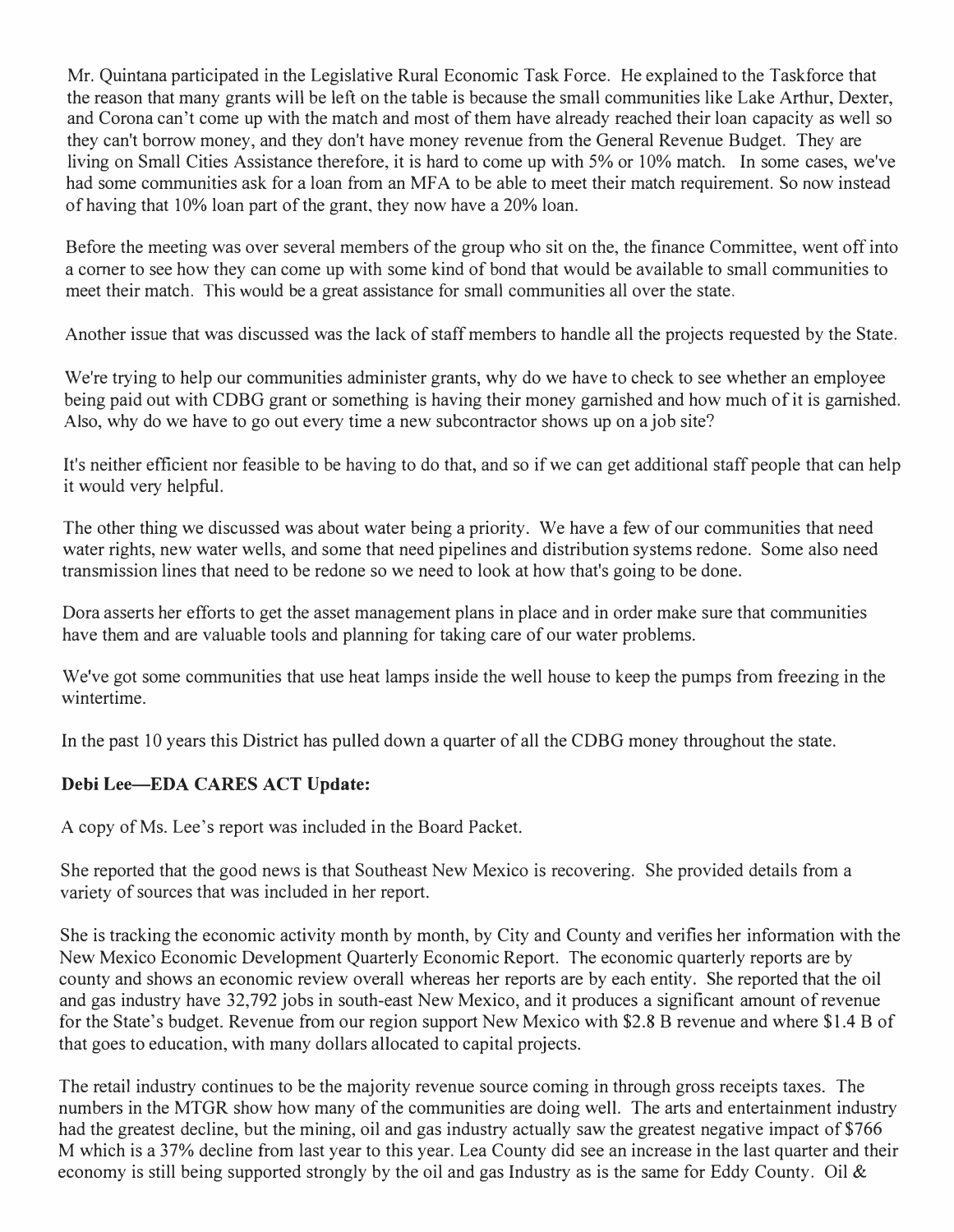Mr. Quintana participated in the Legislative Rural Economic Task Force. He explained to the Taskforce that the reason that many grants will be left on the table is because the small communities like Lake Arthur, Dexter, and Corona can't come up with the match and most of them have already reached their loan capacity as well so they can't borrow money, and they don't have money revenue from the General Revenue Budget. They are living on Small Cities Assistance therefore, it is hard to come up with 5% or 10% match. In some cases, we've had some communities ask for a loan from an MFA to be able to meet their match requirement. So now instead of having that 10% loan part of the grant, they now have a 20% loan.

Before the meeting was over several members of the group who sit on the, the finance Committee, went off into a corner to see how they can come up with some kind of bond that would be available to small communities to meet their match. This would be a great assistance for small communities all over the state.

Another issue that was discussed was the lack of staff members to handle all the projects requested by the State.

We're trying to help our communities administer grants, why do we have to check to see whether an employee being paid out with CDBG grant or something is having their money garnished and how much of it is garnished. Also, why do we have to go out every time a new subcontractor shows up on a job site?

It's neither efficient nor feasible to be having to do that, and so if we can get additional staff people that can help it would very helpful.

The other thing we discussed was about water being a priority. We have a few of our communities that need water rights, new water wells, and some that need pipelines and distribution systems redone. Some also need transmission lines that need to be redone so we need to look at how that's going to be done.

Dora asserts her efforts to get the asset management plans in place and in order make sure that communities have them and are valuable tools and planning for taking care of our water problems.

We've got some communities that use heat lamps inside the well house to keep the pumps from freezing in the wintertime.

In the past 10 years this District has pulled down a quarter of all the CDBG money throughout the state.

**Debi Lee—EDA CARES ACT Update:**

A copy of Ms. Lee's report was included in the Board Packet.

She reported that the good news is that Southeast New Mexico is recovering. She provided details from a variety of sources that was included in her report.

She is tracking the economic activity month by month, by City and County and verifies her information with the New Mexico Economic Development Quarterly Economic Report. The economic quarterly reports are by county and shows an economic review overall whereas her reports are by each entity. She reported that the oil and gas industry have 32,792 jobs in south-east New Mexico, and it produces a significant amount of revenue for the State's budget. Revenue from our region support New Mexico with $2.8 B revenue and where $1.4 B of that goes to education, with many dollars allocated to capital projects.

The retail industry continues to be the majority revenue source coming in through gross receipts taxes. The numbers in the MTGR show how many of the communities are doing well. The arts and entertainment industry had the greatest decline, but the mining, oil and gas industry actually saw the greatest negative impact of $766 M which is a 37% decline from last year to this year. Lea County did see an increase in the last quarter and their economy is still being supported strongly by the oil and gas Industry as is the same for Eddy County. Oil &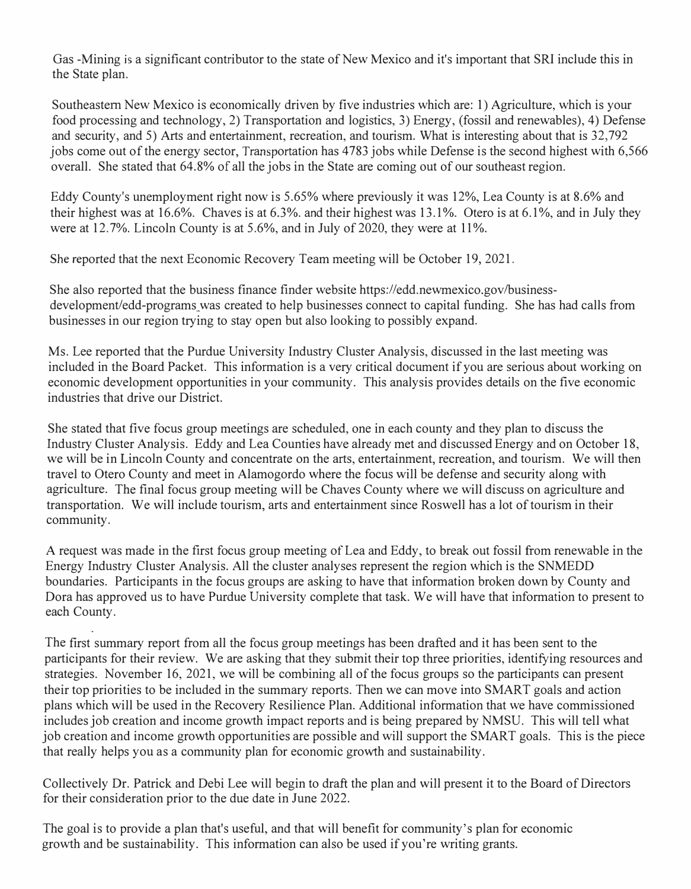Gas -Mining is a significant contributor to the state of New Mexico and it's important that SRI include this in the State plan.

Southeastern New Mexico is economically driven by five industries which are: 1) Agriculture, which is your food processing and technology, 2) Transportation and logistics, 3) Energy, (fossil and renewables), 4) Defense and security, and 5) Arts and entertainment, recreation, and tourism. What is interesting about that is 32,792 jobs come out of the energy sector, Transportation has 4783 jobs while Defense is the second highest with 6,566 overall. She stated that 64.8% of all the jobs in the State are coming out of our southeast region.

Eddy County's unemployment right now is 5.65% where previously it was 12%, Lea County is at 8.6% and their highest was at 16.6%. Chaves is at 6.3%. and their highest was 13.1%. Otero is at 6.1%, and in July they were at 12.7%. Lincoln County is at 5.6%, and in July of 2020, they were at 11%.

She reported that the next Economic Recovery Team meeting will be October 19, 2021.

She also reported that the business finance finder website https://edd.newmexico.gov/business-development/edd-programs was created to help businesses connect to capital funding. She has had calls from businesses in our region trying to stay open but also looking to possibly expand.

Ms. Lee reported that the Purdue University Industry Cluster Analysis, discussed in the last meeting was included in the Board Packet. This information is a very critical document if you are serious about working on economic development opportunities in your community. This analysis provides details on the five economic industries that drive our District.

She stated that five focus group meetings are scheduled, one in each county and they plan to discuss the Industry Cluster Analysis. Eddy and Lea Counties have already met and discussed Energy and on October 18, we will be in Lincoln County and concentrate on the arts, entertainment, recreation, and tourism. We will then travel to Otero County and meet in Alamogordo where the focus will be defense and security along with agriculture. The final focus group meeting will be Chaves County where we will discuss on agriculture and transportation. We will include tourism, arts and entertainment since Roswell has a lot of tourism in their community.

A request was made in the first focus group meeting of Lea and Eddy, to break out fossil from renewable in the Energy Industry Cluster Analysis. All the cluster analyses represent the region which is the SNMEDD boundaries. Participants in the focus groups are asking to have that information broken down by County and Dora has approved us to have Purdue University complete that task. We will have that information to present to each County.

The first summary report from all the focus group meetings has been drafted and it has been sent to the participants for their review. We are asking that they submit their top three priorities, identifying resources and strategies. November 16, 2021, we will be combining all of the focus groups so the participants can present their top priorities to be included in the summary reports. Then we can move into SMART goals and action plans which will be used in the Recovery Resilience Plan. Additional information that we have commissioned includes job creation and income growth impact reports and is being prepared by NMSU. This will tell what job creation and income growth opportunities are possible and will support the SMART goals. This is the piece that really helps you as a community plan for economic growth and sustainability.

Collectively Dr. Patrick and Debi Lee will begin to draft the plan and will present it to the Board of Directors for their consideration prior to the due date in June 2022.

The goal is to provide a plan that's useful, and that will benefit for community's plan for economic growth and be sustainability. This information can also be used if you're writing grants.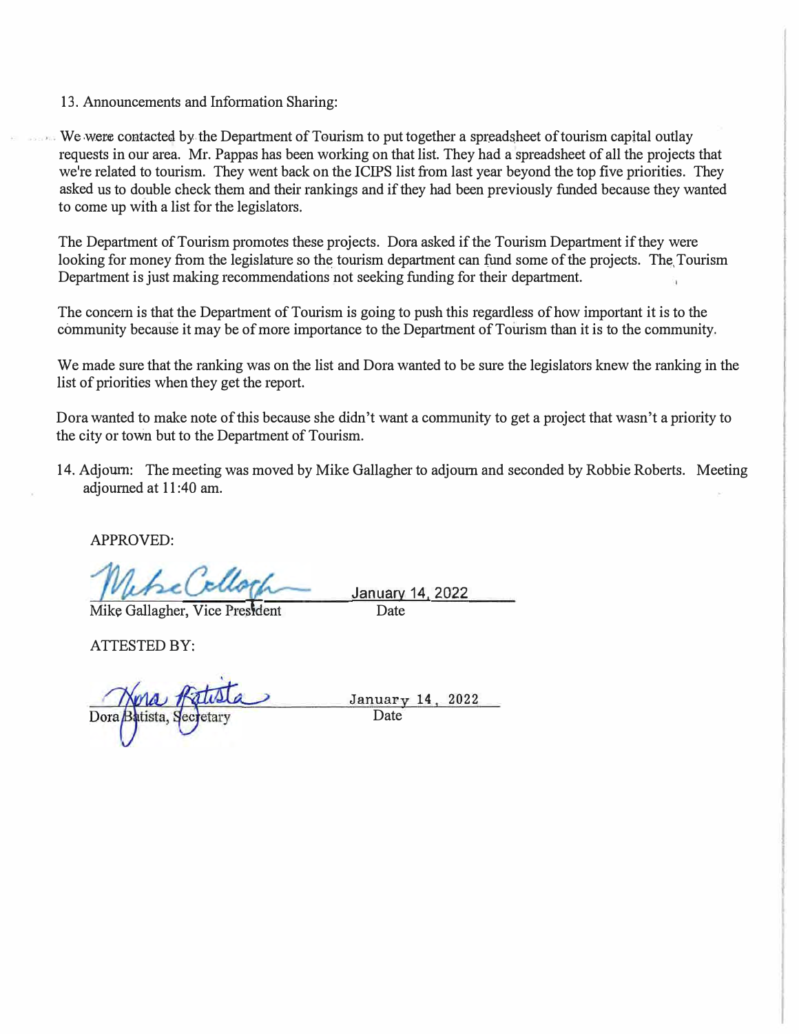13. Announcements and Information Sharing:

We were contacted by the Department of Tourism to put together a spreadsheet of tourism capital outlay requests in our area. Mr. Pappas has been working on that list. They had a spreadsheet of all the projects that we're related to tourism. They went back on the ICIPS list from last year beyond the top five priorities. They asked us to double check them and their rankings and if they had been previously funded because they wanted to come up with a list for the legislators.

The Department of Tourism promotes these projects. Dora asked if the Tourism Department if they were looking for money from the legislature so the tourism department can fund some of the projects. The Tourism Department is just making recommendations not seeking funding for their department.

The concern is that the Department of Tourism is going to push this regardless of how important it is to the community because it may be of more importance to the Department of Tourism than it is to the community.

We made sure that the ranking was on the list and Dora wanted to be sure the legislators knew the ranking in the list of priorities when they get the report.

Dora wanted to make note of this because she didn't want a community to get a project that wasn't a priority to the city or town but to the Department of Tourism.

14. Adjourn: The meeting was moved by Mike Gallagher to adjourn and seconded by Robbie Roberts. Meeting adjourned at 11:40 am.

APPROVED:

Mike Gallagher, Vice President — January 14, 2022 (Date)

ATTESTED BY:

Dora Batista, Secretary — January 14, 2022 (Date)